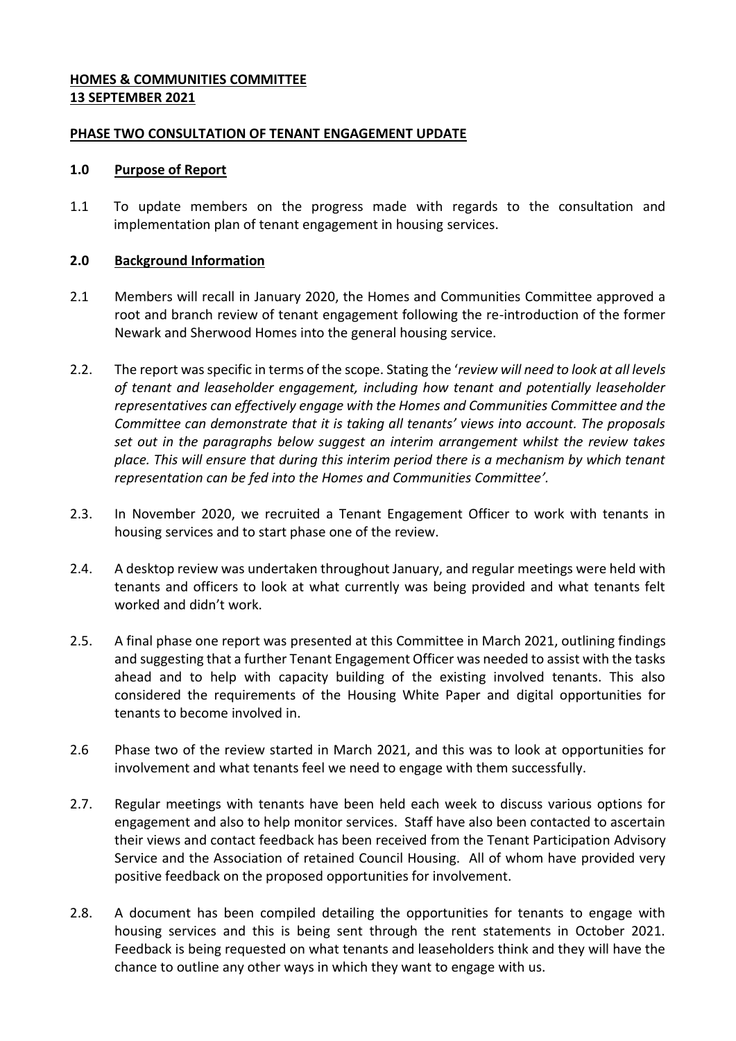**HOMES & COMMUNITIES COMMITTEE**
**13 SEPTEMBER 2021**

**PHASE TWO CONSULTATION OF TENANT ENGAGEMENT UPDATE**

## 1.0 Purpose of Report

1.1 To update members on the progress made with regards to the consultation and implementation plan of tenant engagement in housing services.

## 2.0 Background Information

2.1 Members will recall in January 2020, the Homes and Communities Committee approved a root and branch review of tenant engagement following the re-introduction of the former Newark and Sherwood Homes into the general housing service.

2.2. The report was specific in terms of the scope. Stating the '*review will need to look at all levels of tenant and leaseholder engagement, including how tenant and potentially leaseholder representatives can effectively engage with the Homes and Communities Committee and the Committee can demonstrate that it is taking all tenants' views into account. The proposals set out in the paragraphs below suggest an interim arrangement whilst the review takes place. This will ensure that during this interim period there is a mechanism by which tenant representation can be fed into the Homes and Communities Committee'*.

2.3. In November 2020, we recruited a Tenant Engagement Officer to work with tenants in housing services and to start phase one of the review.

2.4. A desktop review was undertaken throughout January, and regular meetings were held with tenants and officers to look at what currently was being provided and what tenants felt worked and didn't work.

2.5. A final phase one report was presented at this Committee in March 2021, outlining findings and suggesting that a further Tenant Engagement Officer was needed to assist with the tasks ahead and to help with capacity building of the existing involved tenants. This also considered the requirements of the Housing White Paper and digital opportunities for tenants to become involved in.

2.6 Phase two of the review started in March 2021, and this was to look at opportunities for involvement and what tenants feel we need to engage with them successfully.

2.7. Regular meetings with tenants have been held each week to discuss various options for engagement and also to help monitor services. Staff have also been contacted to ascertain their views and contact feedback has been received from the Tenant Participation Advisory Service and the Association of retained Council Housing. All of whom have provided very positive feedback on the proposed opportunities for involvement.

2.8. A document has been compiled detailing the opportunities for tenants to engage with housing services and this is being sent through the rent statements in October 2021. Feedback is being requested on what tenants and leaseholders think and they will have the chance to outline any other ways in which they want to engage with us.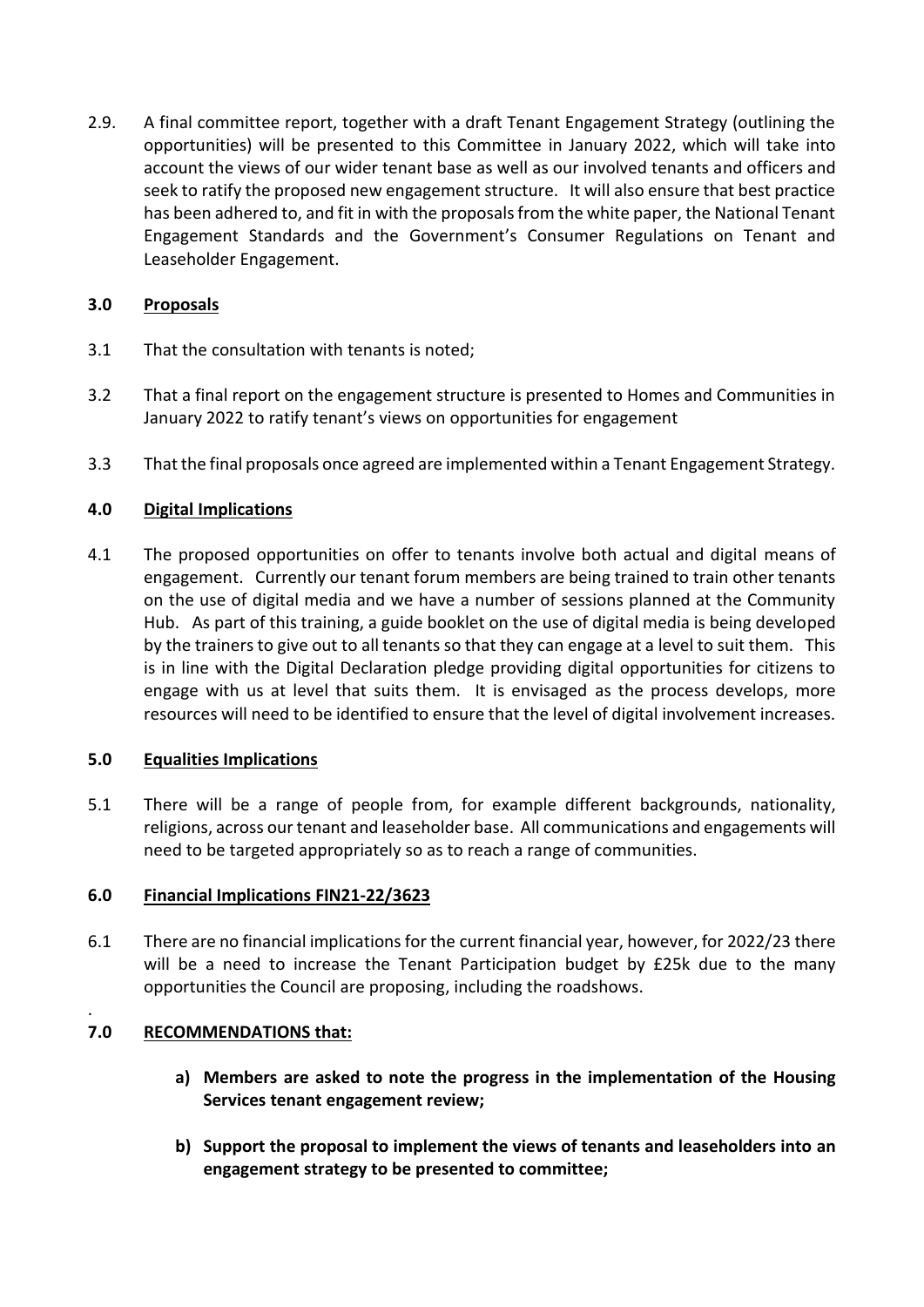2.9. A final committee report, together with a draft Tenant Engagement Strategy (outlining the opportunities) will be presented to this Committee in January 2022, which will take into account the views of our wider tenant base as well as our involved tenants and officers and seek to ratify the proposed new engagement structure. It will also ensure that best practice has been adhered to, and fit in with the proposals from the white paper, the National Tenant Engagement Standards and the Government's Consumer Regulations on Tenant and Leaseholder Engagement.

## 3.0 Proposals

3.1 That the consultation with tenants is noted;

3.2 That a final report on the engagement structure is presented to Homes and Communities in January 2022 to ratify tenant's views on opportunities for engagement

3.3 That the final proposals once agreed are implemented within a Tenant Engagement Strategy.

## 4.0 Digital Implications

4.1 The proposed opportunities on offer to tenants involve both actual and digital means of engagement. Currently our tenant forum members are being trained to train other tenants on the use of digital media and we have a number of sessions planned at the Community Hub. As part of this training, a guide booklet on the use of digital media is being developed by the trainers to give out to all tenants so that they can engage at a level to suit them. This is in line with the Digital Declaration pledge providing digital opportunities for citizens to engage with us at level that suits them. It is envisaged as the process develops, more resources will need to be identified to ensure that the level of digital involvement increases.

## 5.0 Equalities Implications

5.1 There will be a range of people from, for example different backgrounds, nationality, religions, across our tenant and leaseholder base. All communications and engagements will need to be targeted appropriately so as to reach a range of communities.

## 6.0 Financial Implications FIN21-22/3623

6.1 There are no financial implications for the current financial year, however, for 2022/23 there will be a need to increase the Tenant Participation budget by £25k due to the many opportunities the Council are proposing, including the roadshows.

.

## 7.0 RECOMMENDATIONS that:

**a) Members are asked to note the progress in the implementation of the Housing Services tenant engagement review;**

**b) Support the proposal to implement the views of tenants and leaseholders into an engagement strategy to be presented to committee;**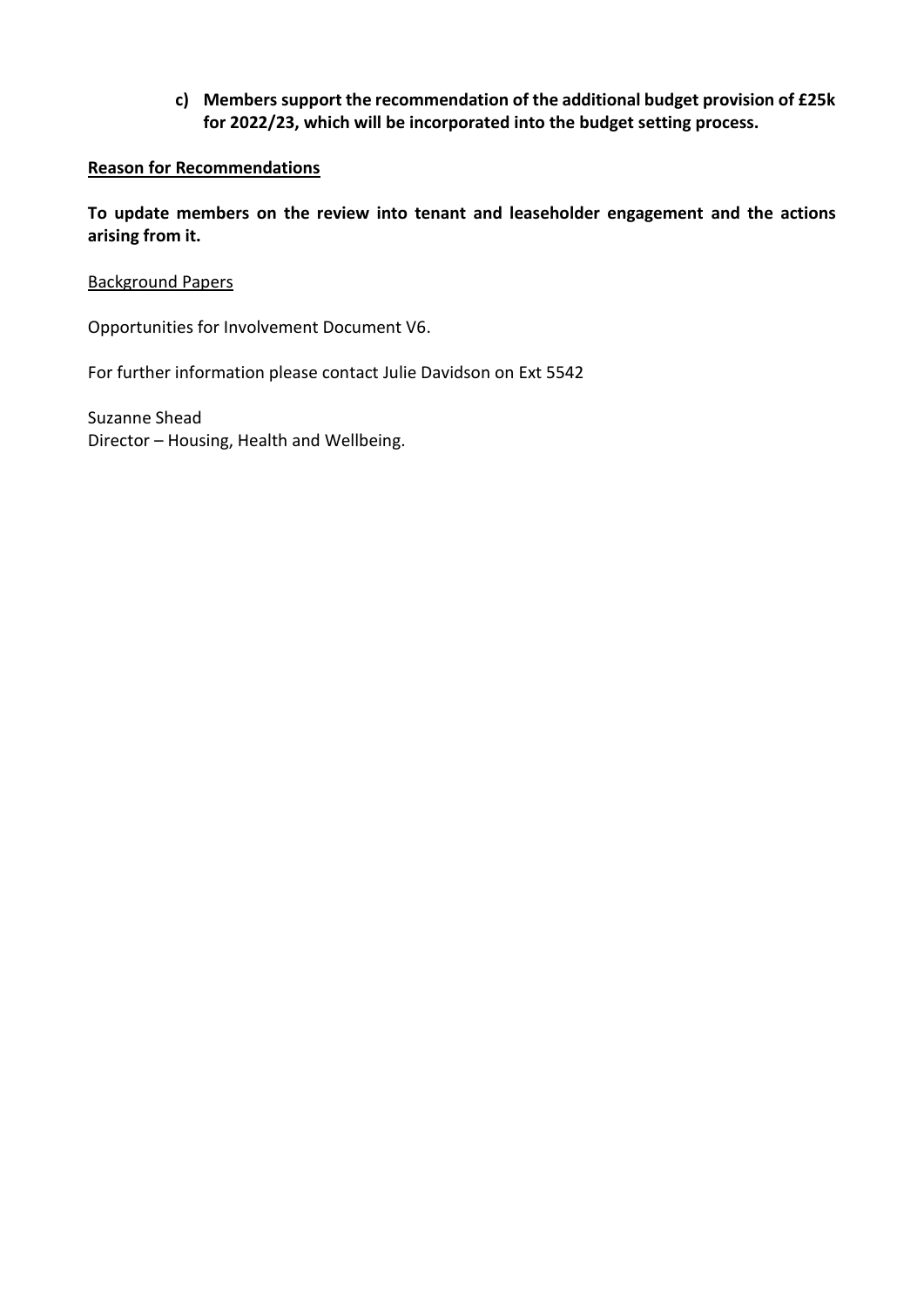c) **Members support the recommendation of the additional budget provision of £25k for 2022/23, which will be incorporated into the budget setting process.**

**Reason for Recommendations**

**To update members on the review into tenant and leaseholder engagement and the actions arising from it.**

Background Papers

Opportunities for Involvement Document V6.

For further information please contact Julie Davidson on Ext 5542

Suzanne Shead
Director – Housing, Health and Wellbeing.